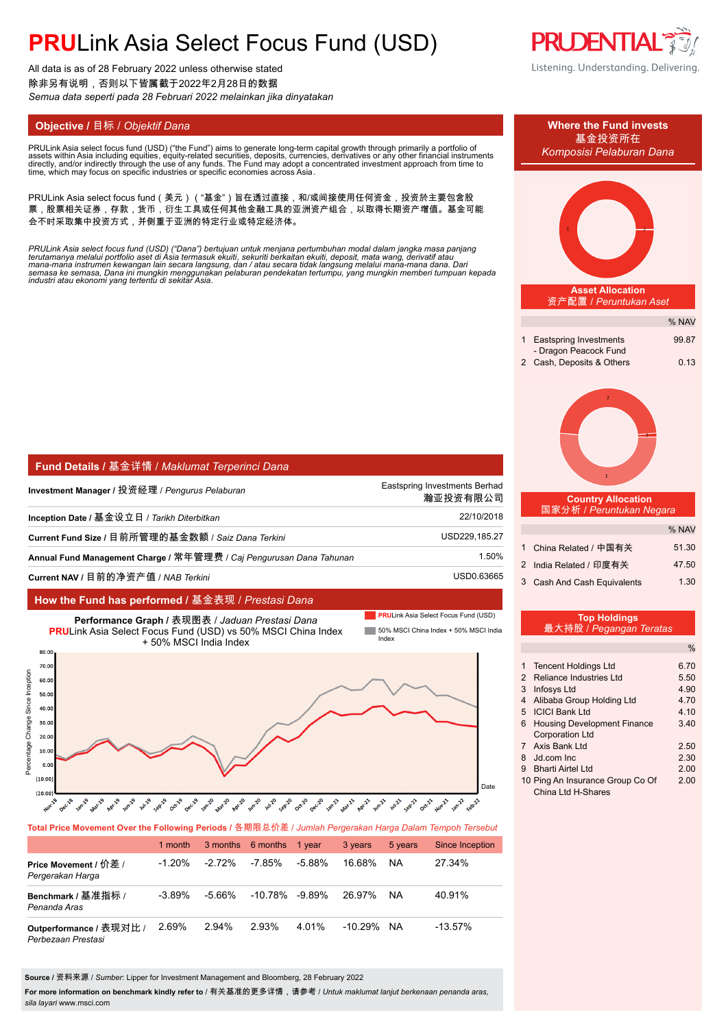# **PRU**Link Asia Select Focus Fund (USD)

All data is as of 28 February 2022 unless otherwise stated
除非另有说明，否则以下皆属截于2022年2月28日的数据
*Semua data seperti pada 28 Februari 2022 melainkan jika dinyatakan*

Listening. Understanding. Delivering.

## Objective / 目标 / *Objektif Dana*

PRULink Asia select focus fund (USD) ("the Fund") aims to generate long-term capital growth through primarily a portfolio of assets within Asia including equities, equity-related securities, deposits, currencies, derivatives or any other financial instruments directly, and/or indirectly through the use of any funds. The Fund may adopt a concentrated investment approach from time to time, which may focus on specific industries or specific economies across Asia.

PRULink Asia select focus fund（美元）（"基金"）旨在透过直接，和/或间接使用任何资金，投资於主要包含股票，股票相关证券，存款，货币，衍生工具或任何其他金融工具的亚洲资产组合，以取得长期资产增值。基金可能会不时采取集中投资方式，并侧重于亚洲的特定行业或特定经济体。

*PRULink Asia select focus fund (USD) ("Dana") bertujuan untuk menjana pertumbuhan modal dalam jangka masa panjang terutamanya melalui portfolio aset di Asia termasuk ekuiti, sekuriti berkaitan ekuiti, deposit, mata wang, derivatif atau mana-mana instrumen kewangan lain secara langsung, dan / atau secara tidak langsung melalui mana-mana dana. Dari semasa ke semasa, Dana ini mungkin menggunakan pelaburan pendekatan tertumpu, yang mungkin memberi tumpuan kepada industri atau ekonomi yang tertentu di sekitar Asia.*

## Where the Fund invests / 基金投资所在 / *Komposisi Pelaburan Dana*

### Asset Allocation / 资产配置 / *Peruntukan Aset*

| | | % NAV |
|---|---|---|
| 1 | Eastspring Investments - Dragon Peacock Fund | 99.87 |
| 2 | Cash, Deposits & Others | 0.13 |

### Country Allocation / 国家分析 / *Peruntukan Negara*

| | | % NAV |
|---|---|---|
| 1 | China Related / 中国有关 | 51.30 |
| 2 | India Related / 印度有关 | 47.50 |
| 3 | Cash And Cash Equivalents | 1.30 |

### Top Holdings / 最大持股 / *Pegangan Teratas*

| | | % |
|---|---|---|
| 1 | Tencent Holdings Ltd | 6.70 |
| 2 | Reliance Industries Ltd | 5.50 |
| 3 | Infosys Ltd | 4.90 |
| 4 | Alibaba Group Holding Ltd | 4.70 |
| 5 | ICICI Bank Ltd | 4.10 |
| 6 | Housing Development Finance Corporation Ltd | 3.40 |
| 7 | Axis Bank Ltd | 2.50 |
| 8 | Jd.com Inc | 2.30 |
| 9 | Bharti Airtel Ltd | 2.00 |
| 10 | Ping An Insurance Group Co Of China Ltd H-Shares | 2.00 |

## Fund Details / 基金详情 / *Maklumat Terperinci Dana*

| | |
|---|---|
| **Investment Manager** / 投资经理 / *Pengurus Pelaburan* | Eastspring Investments Berhad 瀚亚投资有限公司 |
| **Inception Date** / 基金设立日 / *Tarikh Diterbitkan* | 22/10/2018 |
| **Current Fund Size** / 目前所管理的基金数额 / *Saiz Dana Terkini* | USD229,185.27 |
| **Annual Fund Management Charge** / 常年管理费 / *Caj Pengurusan Dana Tahunan* | 1.50% |
| **Current NAV** / 目前的净资产值 / *NAB Terkini* | USD0.63665 |

## How the Fund has performed / 基金表现 / *Prestasi Dana*

**Performance Graph** / 表现图表 / *Jaduan Prestasi Dana*
**PRU**Link Asia Select Focus Fund (USD) vs 50% MSCI China Index + 50% MSCI India Index

**Total Price Movement Over the Following Periods** / 各期限总价差 / *Jumlah Pergerakan Harga Dalam Tempoh Tersebut*

| | 1 month | 3 months | 6 months | 1 year | 3 years | 5 years | Since Inception |
|---|---|---|---|---|---|---|---|
| **Price Movement** / 价差 / *Pergerakan Harga* | -1.20% | -2.72% | -7.85% | -5.88% | 16.68% | NA | 27.34% |
| **Benchmark** / 基准指标 / *Penanda Aras* | -3.89% | -5.66% | -10.78% | -9.89% | 26.97% | NA | 40.91% |
| **Outperformance** / 表现对比 / *Perbezaan Prestasi* | 2.69% | 2.94% | 2.93% | 4.01% | -10.29% | NA | -13.57% |

**Source** / 资料来源 / *Sumber*: Lipper for Investment Management and Bloomberg, 28 February 2022

**For more information on benchmark kindly refer to** / 有关基准的更多详情，请参考 / *Untuk maklumat lanjut berkenaan penanda aras, sila layari* www.msci.com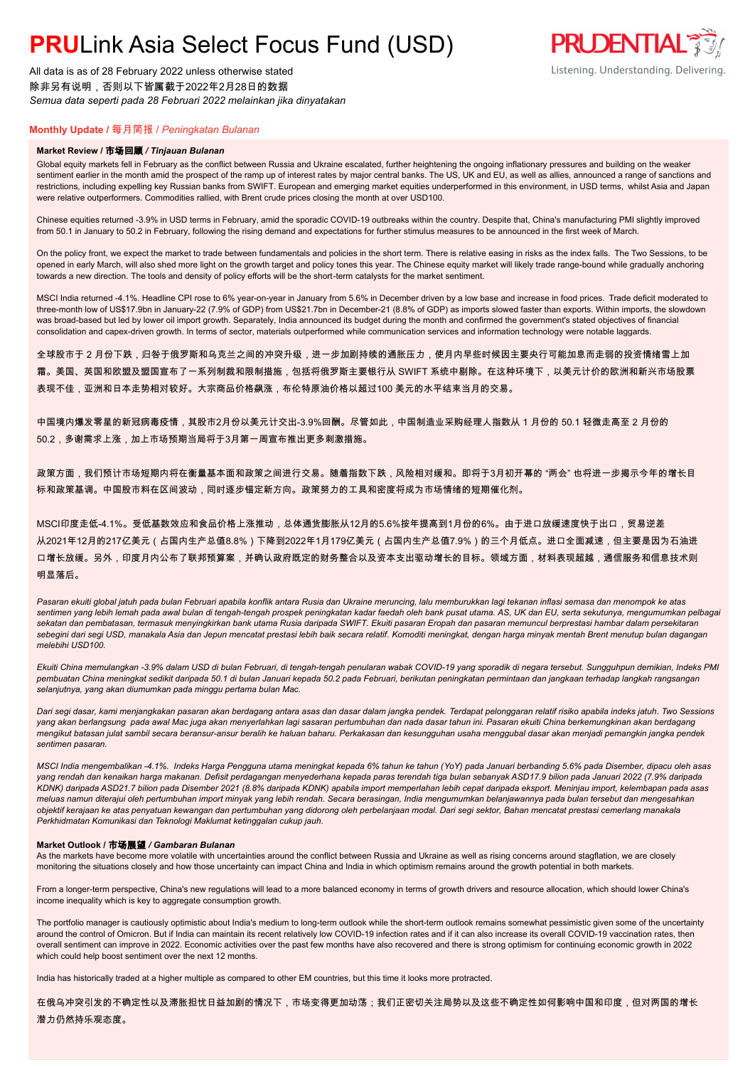# **PRU**Link Asia Select Focus Fund (USD)

All data is as of 28 February 2022 unless otherwise stated
除非另有说明，否则以下皆属截于2022年2月28日的数据
*Semua data seperti pada 28 Februari 2022 melainkan jika dinyatakan*

## **Monthly Update** / 每月简报 / *Peningkatan Bulanan*

### **Market Review / 市场回顾 / *Tinjauan Bulanan***

Global equity markets fell in February as the conflict between Russia and Ukraine escalated, further heightening the ongoing inflationary pressures and building on the weaker sentiment earlier in the month amid the prospect of the ramp up of interest rates by major central banks. The US, UK and EU, as well as allies, announced a range of sanctions and restrictions, including expelling key Russian banks from SWIFT. European and emerging market equities underperformed in this environment, in USD terms, whilst Asia and Japan were relative outperformers. Commodities rallied, with Brent crude prices closing the month at over USD100.

Chinese equities returned -3.9% in USD terms in February, amid the sporadic COVID-19 outbreaks within the country. Despite that, China's manufacturing PMI slightly improved from 50.1 in January to 50.2 in February, following the rising demand and expectations for further stimulus measures to be announced in the first week of March.

On the policy front, we expect the market to trade between fundamentals and policies in the short term. There is relative easing in risks as the index falls. The Two Sessions, to be opened in early March, will also shed more light on the growth target and policy tones this year. The Chinese equity market will likely trade range-bound while gradually anchoring towards a new direction. The tools and density of policy efforts will be the short-term catalysts for the market sentiment.

MSCI India returned -4.1%. Headline CPI rose to 6% year-on-year in January from 5.6% in December driven by a low base and increase in food prices. Trade deficit moderated to three-month low of US$17.9bn in January-22 (7.9% of GDP) from US$21.7bn in December-21 (8.8% of GDP) as imports slowed faster than exports. Within imports, the slowdown was broad-based but led by lower oil import growth. Separately, India announced its budget during the month and confirmed the government's stated objectives of financial consolidation and capex-driven growth. In terms of sector, materials outperformed while communication services and information technology were notable laggards.

全球股市于 2 月份下跌，归咎于俄罗斯和乌克兰之间的冲突升级，进一步加剧持续的通胀压力，使月内早些时候因主要央行可能加息而走弱的投资情绪雪上加霜。美国、英国和欧盟及盟国宣布了一系列制裁和限制措施，包括将俄罗斯主要银行从 SWIFT 系统中剔除。在这种环境下，以美元计价的欧洲和新兴市场股票表现不佳，亚洲和日本走势相对较好。大宗商品价格飙涨，布伦特原油价格以超过100 美元的水平结束当月的交易。

中国境内爆发零星的新冠病毒疫情，其股市2月份以美元计交出-3.9%回酬。尽管如此，中国制造业采购经理人指数从 1 月份的 50.1 轻微走高至 2 月份的 50.2，多谢需求上涨，加上市场预期当局将于3月第一周宣布推出更多刺激措施。

政策方面，我们预计市场短期内将在衡量基本面和政策之间进行交易。随着指数下跌，风险相对缓和。即将于3月初开幕的 "两会" 也将进一步揭示今年的增长目标和政策基调。中国股市料在区间波动，同时逐步锚定新方向。政策努力的工具和密度将成为市场情绪的短期催化剂。

MSCI印度走低-4.1%。受低基数效应和食品价格上涨推动，总体通货膨胀从12月的5.6%按年提高到1月份的6%。由于进口放缓速度快于出口，贸易逆差从2021年12月的217亿美元（占国内生产总值8.8%）下降到2022年1月179亿美元（占国内生产总值7.9%）的三个月低点。进口全面减速，但主要是因为石油进口增长放缓。另外，印度月内公布了联邦预算案，并确认政府既定的财务整合以及资本支出驱动增长的目标。领域方面，材料表现超越，通信服务和信息技术则明显落后。

*Pasaran ekuiti global jatuh pada bulan Februari apabila konflik antara Rusia dan Ukraine meruncing, lalu memburukkan lagi tekanan inflasi semasa dan menompok ke atas sentimen yang lebih lemah pada awal bulan di tengah-tengah prospek peningkatan kadar faedah oleh bank pusat utama. AS, UK dan EU, serta sekutunya, mengumumkan pelbagai sekatan dan pembatasan, termasuk menyingkirkan bank utama Rusia daripada SWIFT. Ekuiti pasaran Eropah dan pasaran memuncul berprestasi hambar dalam persekitaran sebegini dari segi USD, manakala Asia dan Jepun mencatat prestasi lebih baik secara relatif. Komoditi meningkat, dengan harga minyak mentah Brent menutup bulan dagangan melebihi USD100.*

*Ekuiti China memulangkan -3.9% dalam USD di bulan Februari, di tengah-tengah penularan wabak COVID-19 yang sporadik di negara tersebut. Sungguhpun demikian, Indeks PMI pembuatan China meningkat sedikit daripada 50.1 di bulan Januari kepada 50.2 pada Februari, berikutan peningkatan permintaan dan jangkaan terhadap langkah rangsangan selanjutnya, yang akan diumumkan pada minggu pertama bulan Mac.*

*Dari segi dasar, kami menjangkakan pasaran akan berdagang antara asas dan dasar dalam jangka pendek. Terdapat pelonggaran relatif risiko apabila indeks jatuh. Two Sessions yang akan berlangsung pada awal Mac juga akan menyerlahkan lagi sasaran pertumbuhan dan nada dasar tahun ini. Pasaran ekuiti China berkemungkinan akan berdagang mengikut batasan julat sambil secara beransur-ansur beralih ke haluan baharu. Perkakasan dan kesungguhan usaha menggubal dasar akan menjadi pemangkin jangka pendek sentimen pasaran.*

*MSCI India mengembalikan -4.1%. Indeks Harga Pengguna utama meningkat kepada 6% tahun ke tahun (YoY) pada Januari berbanding 5.6% pada Disember, dipacu oleh asas yang rendah dan kenaikan harga makanan. Defisit perdagangan menyederhana kepada paras terendah tiga bulan sebanyak ASD17.9 bilion pada Januari 2022 (7.9% daripada KDNK) daripada ASD21.7 bilion pada Disember 2021 (8.8% daripada KDNK) apabila import memperlahan lebih cepat daripada eksport. Meninjau import, kelembapan pada asas meluas namun diterajui oleh pertumbuhan import minyak yang lebih rendah. Secara berasingan, India mengumumkan belanjawannya pada bulan tersebut dan mengesahkan objektif kerajaan ke atas penyatuan kewangan dan pertumbuhan yang didorong oleh perbelanjaan modal. Dari segi sektor, Bahan mencatat prestasi cemerlang manakala Perkhidmatan Komunikasi dan Teknologi Maklumat ketinggalan cukup jauh.*

### **Market Outlook / 市场展望 / *Gambaran Bulanan***

As the markets have become more volatile with uncertainties around the conflict between Russia and Ukraine as well as rising concerns around stagflation, we are closely monitoring the situations closely and how those uncertainty can impact China and India in which optimism remains around the growth potential in both markets.

From a longer-term perspective, China's new regulations will lead to a more balanced economy in terms of growth drivers and resource allocation, which should lower China's income inequality which is key to aggregate consumption growth.

The portfolio manager is cautiously optimistic about India's medium to long-term outlook while the short-term outlook remains somewhat pessimistic given some of the uncertainty around the control of Omicron. But if India can maintain its recent relatively low COVID-19 infection rates and if it can also increase its overall COVID-19 vaccination rates, then overall sentiment can improve in 2022. Economic activities over the past few months have also recovered and there is strong optimism for continuing economic growth in 2022 which could help boost sentiment over the next 12 months.

India has historically traded at a higher multiple as compared to other EM countries, but this time it looks more protracted.

在俄乌冲突引发的不确定性以及滞胀担忧日益加剧的情况下，市场变得更加动荡；我们正密切关注局势以及这些不确定性如何影响中国和印度，但对两国的增长潜力仍然持乐观态度。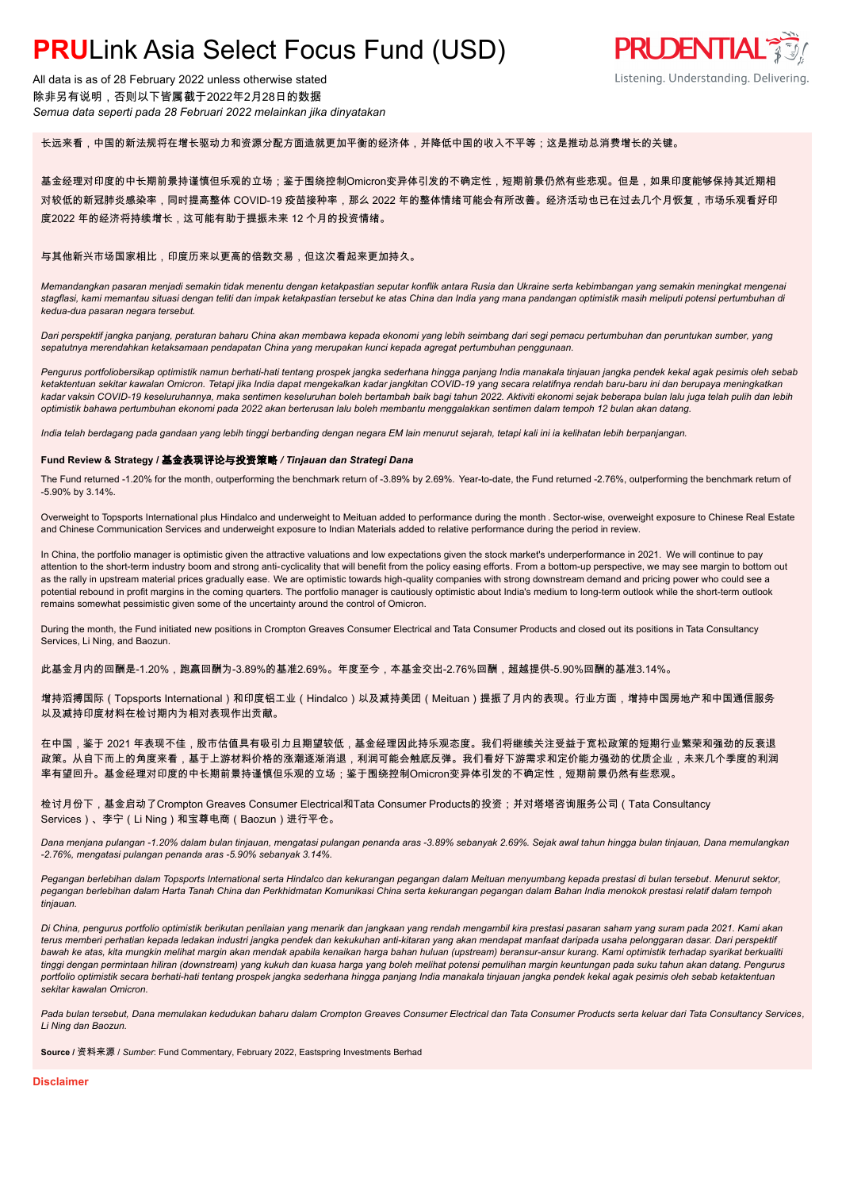# PRULink Asia Select Focus Fund (USD)

All data is as of 28 February 2022 unless otherwise stated
除非另有说明，否则以下皆属截于2022年2月28日的数据
*Semua data seperti pada 28 Februari 2022 melainkan jika dinyatakan*

长远来看，中国的新法规将在增长驱动力和资源分配方面造就更加平衡的经济体，并降低中国的收入不平等；这是推动总消费增长的关键。

基金经理对印度的中长期前景持谨慎但乐观的立场；鉴于围绕控制Omicron变异体引发的不确定性，短期前景仍然有些悲观。但是，如果印度能够保持其近期相对较低的新冠肺炎感染率，同时提高整体 COVID-19 疫苗接种率，那么 2022 年的整体情绪可能会有所改善。经济活动也已在过去几个月恢复，市场乐观看好印度2022 年的经济将持续增长，这可能有助于提振未来 12 个月的投资情绪。

与其他新兴市场国家相比，印度历来以更高的倍数交易，但这次看起来更加持久。

*Memandangkan pasaran menjadi semakin tidak menentu dengan ketakpastian seputar konflik antara Rusia dan Ukraine serta kebimbangan yang semakin meningkat mengenai stagflasi, kami memantau situasi dengan teliti dan impak ketakpastian tersebut ke atas China dan India yang mana pandangan optimistik masih meliputi potensi pertumbuhan di kedua-dua pasaran negara tersebut.*

*Dari perspektif jangka panjang, peraturan baharu China akan membawa kepada ekonomi yang lebih seimbang dari segi pemacu pertumbuhan dan peruntukan sumber, yang sepatutnya merendahkan ketaksamaan pendapatan China yang merupakan kunci kepada agregat pertumbuhan penggunaan.*

*Pengurus portfoliobersikap optimistik namun berhati-hati tentang prospek jangka sederhana hingga panjang India manakala tinjauan jangka pendek kekal agak pesimis oleh sebab ketaktentuan sekitar kawalan Omicron. Tetapi jika India dapat mengekalkan kadar jangkitan COVID-19 yang secara relatifnya rendah baru-baru ini dan berupaya meningkatkan kadar vaksin COVID-19 keseluruhannya, maka sentimen keseluruhan boleh bertambah baik bagi tahun 2022. Aktiviti ekonomi sejak beberapa bulan lalu juga telah pulih dan lebih optimistik bahawa pertumbuhan ekonomi pada 2022 akan berterusan lalu boleh membantu menggalakkan sentimen dalam tempoh 12 bulan akan datang.*

*India telah berdagang pada gandaan yang lebih tinggi berbanding dengan negara EM lain menurut sejarah, tetapi kali ini ia kelihatan lebih berpanjangan.*

**Fund Review & Strategy / 基金表现评论与投资策略 /** ***Tinjauan dan Strategi Dana***

The Fund returned -1.20% for the month, outperforming the benchmark return of -3.89% by 2.69%. Year-to-date, the Fund returned -2.76%, outperforming the benchmark return of -5.90% by 3.14%.

Overweight to Topsports International plus Hindalco and underweight to Meituan added to performance during the month . Sector-wise, overweight exposure to Chinese Real Estate and Chinese Communication Services and underweight exposure to Indian Materials added to relative performance during the period in review.

In China, the portfolio manager is optimistic given the attractive valuations and low expectations given the stock market's underperformance in 2021. We will continue to pay attention to the short-term industry boom and strong anti-cyclicality that will benefit from the policy easing efforts. From a bottom-up perspective, we may see margin to bottom out as the rally in upstream material prices gradually ease. We are optimistic towards high-quality companies with strong downstream demand and pricing power who could see a potential rebound in profit margins in the coming quarters. The portfolio manager is cautiously optimistic about India's medium to long-term outlook while the short-term outlook remains somewhat pessimistic given some of the uncertainty around the control of Omicron.

During the month, the Fund initiated new positions in Crompton Greaves Consumer Electrical and Tata Consumer Products and closed out its positions in Tata Consultancy Services, Li Ning, and Baozun.

此基金月内的回酬是-1.20%，跑赢回酬为-3.89%的基准2.69%。年度至今，本基金交出-2.76%回酬，超越提供-5.90%回酬的基准3.14%。

增持滔搏国际（Topsports International）和印度铝工业（Hindalco）以及减持美团（Meituan）提振了月内的表现。行业方面，增持中国房地产和中国通信服务以及减持印度材料在检讨期内为相对表现作出贡献。

在中国，鉴于 2021 年表现不佳，股市估值具有吸引力且期望较低，基金经理因此持乐观态度。我们将继续关注受益于宽松政策的短期行业繁荣和强劲的反衰退政策。从自下而上的角度来看，基于上游材料价格的涨潮逐渐消退，利润可能会触底反弹。我们看好下游需求和定价能力强劲的优质企业，未来几个季度的利润率有望回升。基金经理对印度的中长期前景持谨慎但乐观的立场；鉴于围绕控制Omicron变异体引发的不确定性，短期前景仍然有些悲观。

检讨月份下，基金启动了Crompton Greaves Consumer Electrical和Tata Consumer Products的投资；并对塔塔咨询服务公司（Tata Consultancy Services）、李宁（Li Ning）和宝尊电商（Baozun）进行平仓。

*Dana menjana pulangan -1.20% dalam bulan tinjauan, mengatasi pulangan penanda aras -3.89% sebanyak 2.69%. Sejak awal tahun hingga bulan tinjauan, Dana memulangkan -2.76%, mengatasi pulangan penanda aras -5.90% sebanyak 3.14%.*

*Pegangan berlebihan dalam Topsports International serta Hindalco dan kekurangan pegangan dalam Meituan menyumbang kepada prestasi di bulan tersebut. Menurut sektor, pegangan berlebihan dalam Harta Tanah China dan Perkhidmatan Komunikasi China serta kekurangan pegangan dalam Bahan India menokok prestasi relatif dalam tempoh tinjauan.*

*Di China, pengurus portfolio optimistik berikutan penilaian yang menarik dan jangkaan yang rendah mengambil kira prestasi pasaran saham yang suram pada 2021. Kami akan terus memberi perhatian kepada ledakan industri jangka pendek dan kekukuhan anti-kitaran yang akan mendapat manfaat daripada usaha pelonggaran dasar. Dari perspektif bawah ke atas, kita mungkin melihat margin akan mendak apabila kenaikan harga bahan huluan (upstream) beransur-ansur kurang. Kami optimistik terhadap syarikat berkualiti tinggi dengan permintaan hiliran (downstream) yang kukuh dan kuasa harga yang boleh melihat potensi pemulihan margin keuntungan pada suku tahun akan datang. Pengurus portfolio optimistik secara berhati-hati tentang prospek jangka sederhana hingga panjang India manakala tinjauan jangka pendek kekal agak pesimis oleh sebab ketaktentuan sekitar kawalan Omicron.*

*Pada bulan tersebut, Dana memulakan kedudukan baharu dalam Crompton Greaves Consumer Electrical dan Tata Consumer Products serta keluar dari Tata Consultancy Services, Li Ning dan Baozun.*

**Source** / 资料来源 / *Sumber*: Fund Commentary, February 2022, Eastspring Investments Berhad

**Disclaimer**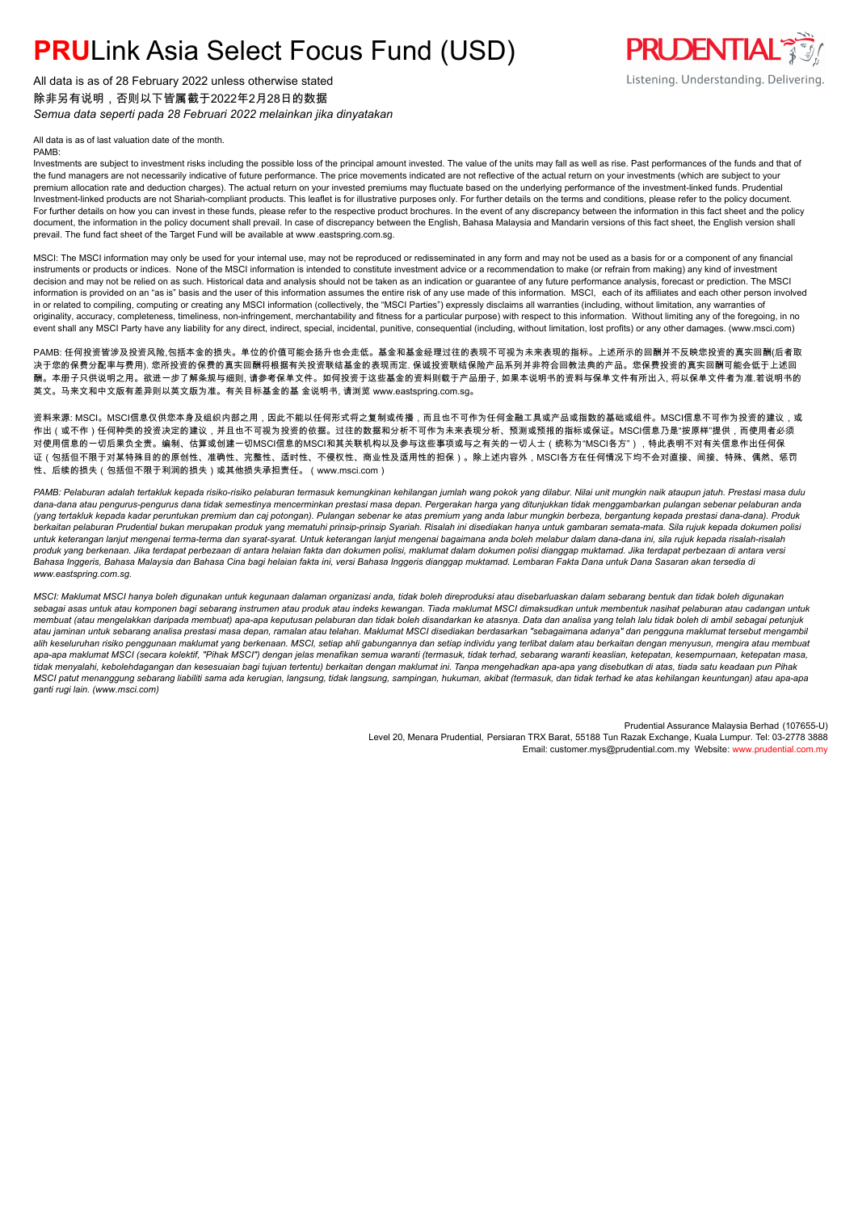# **PRU**Link Asia Select Focus Fund (USD)

All data is as of 28 February 2022 unless otherwise stated
除非另有说明，否则以下皆属截于2022年2月28日的数据
*Semua data seperti pada 28 Februari 2022 melainkan jika dinyatakan*

All data is as of last valuation date of the month.
PAMB:
Investments are subject to investment risks including the possible loss of the principal amount invested. The value of the units may fall as well as rise. Past performances of the funds and that of the fund managers are not necessarily indicative of future performance. The price movements indicated are not reflective of the actual return on your investments (which are subject to your premium allocation rate and deduction charges). The actual return on your invested premiums may fluctuate based on the underlying performance of the investment-linked funds. Prudential Investment-linked products are not Shariah-compliant products. This leaflet is for illustrative purposes only. For further details on the terms and conditions, please refer to the policy document. For further details on how you can invest in these funds, please refer to the respective product brochures. In the event of any discrepancy between the information in this fact sheet and the policy document, the information in the policy document shall prevail. In case of discrepancy between the English, Bahasa Malaysia and Mandarin versions of this fact sheet, the English version shall prevail. The fund fact sheet of the Target Fund will be available at www .eastspring.com.sg.

MSCI: The MSCI information may only be used for your internal use, may not be reproduced or redisseminated in any form and may not be used as a basis for or a component of any financial instruments or products or indices. None of the MSCI information is intended to constitute investment advice or a recommendation to make (or refrain from making) any kind of investment decision and may not be relied on as such. Historical data and analysis should not be taken as an indication or guarantee of any future performance analysis, forecast or prediction. The MSCI information is provided on an "as is" basis and the user of this information assumes the entire risk of any use made of this information. MSCI, each of its affiliates and each other person involved in or related to compiling, computing or creating any MSCI information (collectively, the "MSCI Parties") expressly disclaims all warranties (including, without limitation, any warranties of originality, accuracy, completeness, timeliness, non-infringement, merchantability and fitness for a particular purpose) with respect to this information. Without limiting any of the foregoing, in no event shall any MSCI Party have any liability for any direct, indirect, special, incidental, punitive, consequential (including, without limitation, lost profits) or any other damages. (www.msci.com)

PAMB: 任何投资皆涉及投资风险,包括本金的损失。单位的价值可能会扬升也会走低。基金和基金经理过往的表现不可视为未来表现的指标。上述所示的回酬并不反映您投资的真实回酬(后者取决于您的保费分配率与费用). 您所投资的保费的真实回酬将根据有关投资联结基金的表现而定. 保诚投资联结保险产品系列并非符合回教法典的产品。您保费投资的真实回酬可能会低于上述回酬。本册子只供说明之用。欲进一步了解条规与细则, 请参考保单文件。如何投资于这些基金的资料则载于产品册子, 如果本说明书的资料与保单文件有所出入, 将以保单文件者为准.若说明书的英文。马来文和中文版有差异则以英文版为准。有关目标基金的基 金说明书, 请浏览 www.eastspring.com.sg。

资料来源: MSCI。MSCI信息仅供您本身及组织内部之用，因此不能以任何形式将之复制或传播，而且也不可作为任何金融工具或产品或指数的基础或组件。MSCI信息不可作为投资的建议，或作出（或不作）任何种类的投资决定的建议，并且也不可视为投资的依据。过往的数据和分析不可作为未来表现分析、预测或预报的指标或保证。MSCI信息乃是"按原样"提供，而使用者必须对使用信息的一切后果负全责。编制、估算或创建一切MSCI信息的MSCI和其关联机构以及参与这些事项或与之有关的一切人士（统称为"MSCI各方"），特此表明不对有关信息作出任何保证（包括但不限于对某特殊目的的原创性、准确性、完整性、适时性、不侵权性、商业性及适用性的担保）。除上述内容外，MSCI各方在任何情况下均不会对直接、间接、特殊、偶然、惩罚性、后续的损失（包括但不限于利润的损失）或其他损失承担责任。（www.msci.com）

*PAMB: Pelaburan adalah tertakluk kepada risiko-risiko pelaburan termasuk kemungkinan kehilangan jumlah wang pokok yang dilabur. Nilai unit mungkin naik ataupun jatuh. Prestasi masa dulu dana-dana atau pengurus-pengurus dana tidak semestinya mencerminkan prestasi masa depan. Pergerakan harga yang ditunjukkan tidak menggambarkan pulangan sebenar pelaburan anda (yang tertakluk kepada kadar peruntukan premium dan caj potongan). Pulangan sebenar ke atas premium yang anda labur mungkin berbeza, bergantung kepada prestasi dana-dana). Produk berkaitan pelaburan Prudential bukan merupakan produk yang mematuhi prinsip-prinsip Syariah. Risalah ini disediakan hanya untuk gambaran semata-mata. Sila rujuk kepada dokumen polisi untuk keterangan lanjut mengenai terma-terma dan syarat-syarat. Untuk keterangan lanjut mengenai bagaimana anda boleh melabur dalam dana-dana ini, sila rujuk kepada risalah-risalah produk yang berkenaan. Jika terdapat perbezaan di antara helaian fakta dan dokumen polisi, maklumat dalam dokumen polisi dianggap muktamad. Jika terdapat perbezaan di antara versi Bahasa Inggeris, Bahasa Malaysia dan Bahasa Cina bagi helaian fakta ini, versi Bahasa Inggeris dianggap muktamad. Lembaran Fakta Dana untuk Dana Sasaran akan tersedia di www.eastspring.com.sg.*

*MSCI: Maklumat MSCI hanya boleh digunakan untuk kegunaan dalaman organizasi anda, tidak boleh direproduksi atau disebarluaskan dalam sebarang bentuk dan tidak boleh digunakan sebagai asas untuk atau komponen bagi sebarang instrumen atau produk atau indeks kewangan. Tiada maklumat MSCI dimaksudkan untuk membentuk nasihat pelaburan atau cadangan untuk membuat (atau mengelakkan daripada membuat) apa-apa keputusan pelaburan dan tidak boleh disandarkan ke atasnya. Data dan analisa yang telah lalu tidak boleh di ambil sebagai petunjuk atau jaminan untuk sebarang analisa prestasi masa depan, ramalan atau telahan. Maklumat MSCI disediakan berdasarkan "sebagaimana adanya" dan pengguna maklumat tersebut mengambil alih keseluruhan risiko penggunaan maklumat yang berkenaan. MSCI, setiap ahli gabungannya dan setiap individu yang terlibat dalam atau berkaitan dengan menyusun, mengira atau membuat apa-apa maklumat MSCI (secara kolektif, "Pihak MSCI") dengan jelas menafikan semua waranti (termasuk, tidak terhad, sebarang waranti keaslian, ketepatan, kesempurnaan, ketepatan masa, tidak menyalahi, kebolehdagangan dan kesesuaian bagi tujuan tertentu) berkaitan dengan maklumat ini. Tanpa mengehadkan apa-apa yang disebutkan di atas, tiada satu keadaan pun Pihak MSCI patut menanggung sebarang liabiliti sama ada kerugian, langsung, tidak langsung, sampingan, hukuman, akibat (termasuk, dan tidak terhad ke atas kehilangan keuntungan) atau apa-apa ganti rugi lain. (www.msci.com)*

Prudential Assurance Malaysia Berhad (107655-U)
Level 20, Menara Prudential, Persiaran TRX Barat, 55188 Tun Razak Exchange, Kuala Lumpur. Tel: 03-2778 3888
Email: customer.mys@prudential.com.my Website: www.prudential.com.my